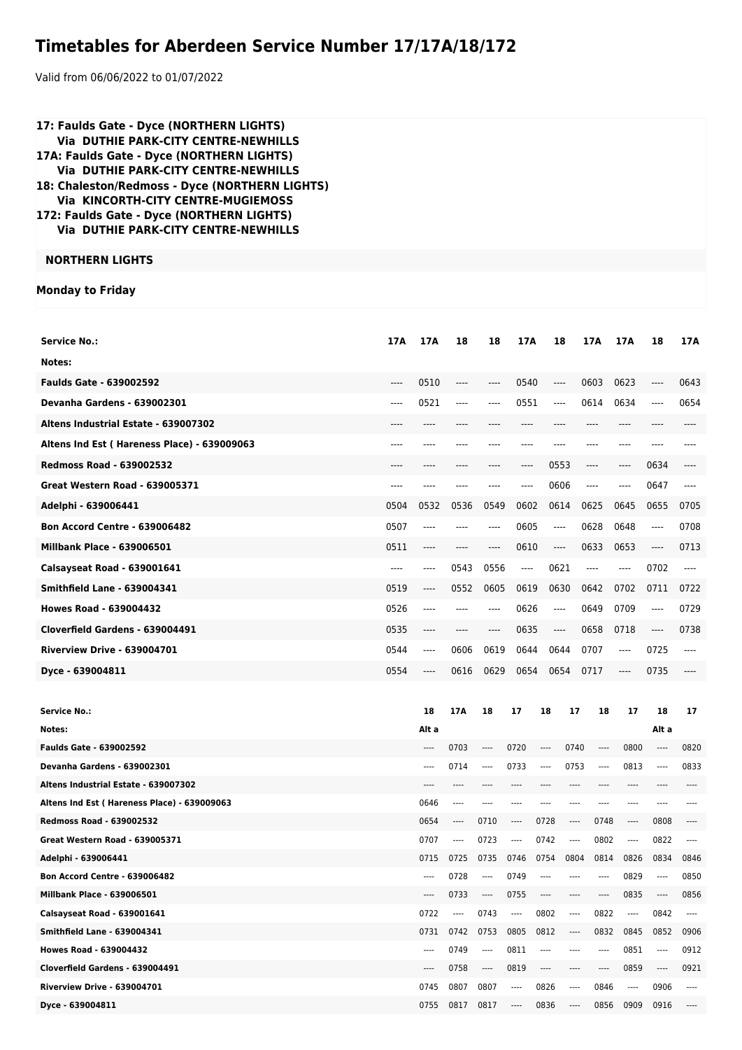# Timetables for Aberdeen Service Number 17/17A/18/172

Valid from 06/06/2022 to 01/07/2022

**17: Faulds Gate - Dyce (NORTHERN LIGHTS)**
**Via DUTHIE PARK-CITY CENTRE-NEWHILLS**
**17A: Faulds Gate - Dyce (NORTHERN LIGHTS)**
**Via DUTHIE PARK-CITY CENTRE-NEWHILLS**
**18: Chaleston/Redmoss - Dyce (NORTHERN LIGHTS)**
**Via KINCORTH-CITY CENTRE-MUGIEMOSS**
**172: Faulds Gate - Dyce (NORTHERN LIGHTS)**
**Via DUTHIE PARK-CITY CENTRE-NEWHILLS**

**NORTHERN LIGHTS**

**Monday to Friday**

| Service No.: | 17A | 17A | 18 | 18 | 17A | 18 | 17A | 17A | 18 | 17A |
|---|---|---|---|---|---|---|---|---|---|---|
| Notes: | | | | | | | | | | |
| Faulds Gate - 639002592 | ---- | 0510 | ---- | ---- | 0540 | ---- | 0603 | 0623 | ---- | 0643 |
| Devanha Gardens - 639002301 | ---- | 0521 | ---- | ---- | 0551 | ---- | 0614 | 0634 | ---- | 0654 |
| Altens Industrial Estate - 639007302 | ---- | ---- | ---- | ---- | ---- | ---- | ---- | ---- | ---- | ---- |
| Altens Ind Est ( Hareness Place) - 639009063 | ---- | ---- | ---- | ---- | ---- | ---- | ---- | ---- | ---- | ---- |
| Redmoss Road - 639002532 | ---- | ---- | ---- | ---- | ---- | 0553 | ---- | ---- | 0634 | ---- |
| Great Western Road - 639005371 | ---- | ---- | ---- | ---- | ---- | 0606 | ---- | ---- | 0647 | ---- |
| Adelphi - 639006441 | 0504 | 0532 | 0536 | 0549 | 0602 | 0614 | 0625 | 0645 | 0655 | 0705 |
| Bon Accord Centre - 639006482 | 0507 | ---- | ---- | ---- | 0605 | ---- | 0628 | 0648 | ---- | 0708 |
| Millbank Place - 639006501 | 0511 | ---- | ---- | ---- | 0610 | ---- | 0633 | 0653 | ---- | 0713 |
| Calsayseat Road - 639001641 | ---- | ---- | 0543 | 0556 | ---- | 0621 | ---- | ---- | 0702 | ---- |
| Smithfield Lane - 639004341 | 0519 | ---- | 0552 | 0605 | 0619 | 0630 | 0642 | 0702 | 0711 | 0722 |
| Howes Road - 639004432 | 0526 | ---- | ---- | ---- | 0626 | ---- | 0649 | 0709 | ---- | 0729 |
| Cloverfield Gardens - 639004491 | 0535 | ---- | ---- | ---- | 0635 | ---- | 0658 | 0718 | ---- | 0738 |
| Riverview Drive - 639004701 | 0544 | ---- | 0606 | 0619 | 0644 | 0644 | 0707 | ---- | 0725 | ---- |
| Dyce - 639004811 | 0554 | ---- | 0616 | 0629 | 0654 | 0654 | 0717 | ---- | 0735 | ---- |

| Service No.: | 18 | 17A | 18 | 17 | 18 | 17 | 18 | 17 | 18 | 17 |
|---|---|---|---|---|---|---|---|---|---|---|
| Notes: | Alt a | | | | | | | | Alt a | |
| Faulds Gate - 639002592 | ---- | 0703 | ---- | 0720 | ---- | 0740 | ---- | 0800 | ---- | 0820 |
| Devanha Gardens - 639002301 | ---- | 0714 | ---- | 0733 | ---- | 0753 | ---- | 0813 | ---- | 0833 |
| Altens Industrial Estate - 639007302 | ---- | ---- | ---- | ---- | ---- | ---- | ---- | ---- | ---- | ---- |
| Altens Ind Est ( Hareness Place) - 639009063 | 0646 | ---- | ---- | ---- | ---- | ---- | ---- | ---- | ---- | ---- |
| Redmoss Road - 639002532 | 0654 | ---- | 0710 | ---- | 0728 | ---- | 0748 | ---- | 0808 | ---- |
| Great Western Road - 639005371 | 0707 | ---- | 0723 | ---- | 0742 | ---- | 0802 | ---- | 0822 | ---- |
| Adelphi - 639006441 | 0715 | 0725 | 0735 | 0746 | 0754 | 0804 | 0814 | 0826 | 0834 | 0846 |
| Bon Accord Centre - 639006482 | ---- | 0728 | ---- | 0749 | ---- | ---- | ---- | 0829 | ---- | 0850 |
| Millbank Place - 639006501 | ---- | 0733 | ---- | 0755 | ---- | ---- | ---- | 0835 | ---- | 0856 |
| Calsayseat Road - 639001641 | 0722 | ---- | 0743 | ---- | 0802 | ---- | 0822 | ---- | 0842 | ---- |
| Smithfield Lane - 639004341 | 0731 | 0742 | 0753 | 0805 | 0812 | ---- | 0832 | 0845 | 0852 | 0906 |
| Howes Road - 639004432 | ---- | 0749 | ---- | 0811 | ---- | ---- | ---- | 0851 | ---- | 0912 |
| Cloverfield Gardens - 639004491 | ---- | 0758 | ---- | 0819 | ---- | ---- | ---- | 0859 | ---- | 0921 |
| Riverview Drive - 639004701 | 0745 | 0807 | 0807 | ---- | 0826 | ---- | 0846 | ---- | 0906 | ---- |
| Dyce - 639004811 | 0755 | 0817 | 0817 | ---- | 0836 | ---- | 0856 | 0909 | 0916 | ---- |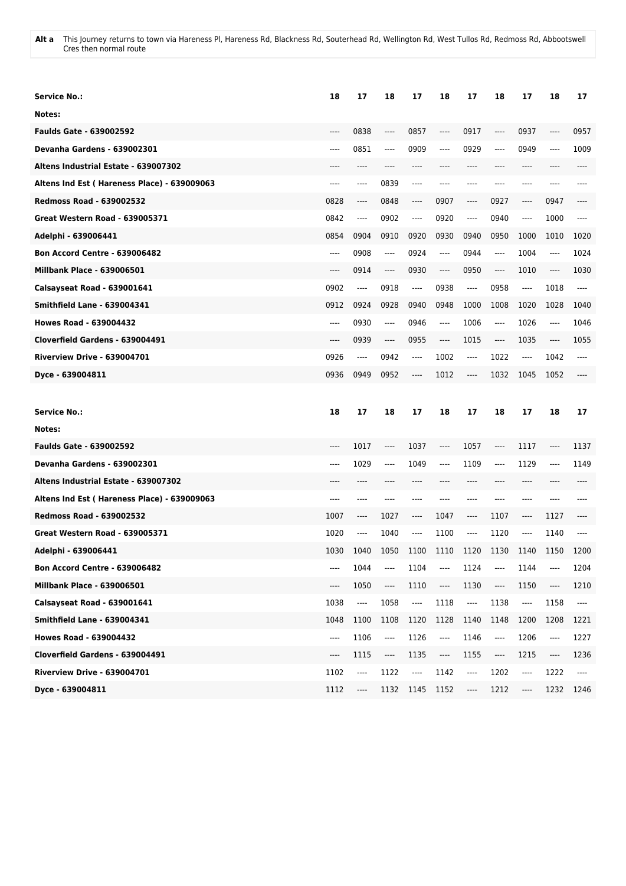| **Alt a** | This Journey returns to town via Hareness Pl, Hareness Rd, Blackness Rd, Souterhead Rd, Wellington Rd, West Tullos Rd, Redmoss Rd, Abbootswell Cres then normal route |
|---|---|

| **Service No.:** | **18** | **17** | **18** | **17** | **18** | **17** | **18** | **17** | **18** | **17** |
|---|---|---|---|---|---|---|---|---|---|---|
| **Notes:** | | | | | | | | | | |
| **Faulds Gate - 639002592** | ---- | 0838 | ---- | 0857 | ---- | 0917 | ---- | 0937 | ---- | 0957 |
| **Devanha Gardens - 639002301** | ---- | 0851 | ---- | 0909 | ---- | 0929 | ---- | 0949 | ---- | 1009 |
| **Altens Industrial Estate - 639007302** | ---- | ---- | ---- | ---- | ---- | ---- | ---- | ---- | ---- | ---- |
| **Altens Ind Est ( Hareness Place) - 639009063** | ---- | ---- | 0839 | ---- | ---- | ---- | ---- | ---- | ---- | ---- |
| **Redmoss Road - 639002532** | 0828 | ---- | 0848 | ---- | 0907 | ---- | 0927 | ---- | 0947 | ---- |
| **Great Western Road - 639005371** | 0842 | ---- | 0902 | ---- | 0920 | ---- | 0940 | ---- | 1000 | ---- |
| **Adelphi - 639006441** | 0854 | 0904 | 0910 | 0920 | 0930 | 0940 | 0950 | 1000 | 1010 | 1020 |
| **Bon Accord Centre - 639006482** | ---- | 0908 | ---- | 0924 | ---- | 0944 | ---- | 1004 | ---- | 1024 |
| **Millbank Place - 639006501** | ---- | 0914 | ---- | 0930 | ---- | 0950 | ---- | 1010 | ---- | 1030 |
| **Calsayseat Road - 639001641** | 0902 | ---- | 0918 | ---- | 0938 | ---- | 0958 | ---- | 1018 | ---- |
| **Smithfield Lane - 639004341** | 0912 | 0924 | 0928 | 0940 | 0948 | 1000 | 1008 | 1020 | 1028 | 1040 |
| **Howes Road - 639004432** | ---- | 0930 | ---- | 0946 | ---- | 1006 | ---- | 1026 | ---- | 1046 |
| **Cloverfield Gardens - 639004491** | ---- | 0939 | ---- | 0955 | ---- | 1015 | ---- | 1035 | ---- | 1055 |
| **Riverview Drive - 639004701** | 0926 | ---- | 0942 | ---- | 1002 | ---- | 1022 | ---- | 1042 | ---- |
| **Dyce - 639004811** | 0936 | 0949 | 0952 | ---- | 1012 | ---- | 1032 | 1045 | 1052 | ---- |

| **Service No.:** | **18** | **17** | **18** | **17** | **18** | **17** | **18** | **17** | **18** | **17** |
|---|---|---|---|---|---|---|---|---|---|---|
| **Notes:** | | | | | | | | | | |
| **Faulds Gate - 639002592** | ---- | 1017 | ---- | 1037 | ---- | 1057 | ---- | 1117 | ---- | 1137 |
| **Devanha Gardens - 639002301** | ---- | 1029 | ---- | 1049 | ---- | 1109 | ---- | 1129 | ---- | 1149 |
| **Altens Industrial Estate - 639007302** | ---- | ---- | ---- | ---- | ---- | ---- | ---- | ---- | ---- | ---- |
| **Altens Ind Est ( Hareness Place) - 639009063** | ---- | ---- | ---- | ---- | ---- | ---- | ---- | ---- | ---- | ---- |
| **Redmoss Road - 639002532** | 1007 | ---- | 1027 | ---- | 1047 | ---- | 1107 | ---- | 1127 | ---- |
| **Great Western Road - 639005371** | 1020 | ---- | 1040 | ---- | 1100 | ---- | 1120 | ---- | 1140 | ---- |
| **Adelphi - 639006441** | 1030 | 1040 | 1050 | 1100 | 1110 | 1120 | 1130 | 1140 | 1150 | 1200 |
| **Bon Accord Centre - 639006482** | ---- | 1044 | ---- | 1104 | ---- | 1124 | ---- | 1144 | ---- | 1204 |
| **Millbank Place - 639006501** | ---- | 1050 | ---- | 1110 | ---- | 1130 | ---- | 1150 | ---- | 1210 |
| **Calsayseat Road - 639001641** | 1038 | ---- | 1058 | ---- | 1118 | ---- | 1138 | ---- | 1158 | ---- |
| **Smithfield Lane - 639004341** | 1048 | 1100 | 1108 | 1120 | 1128 | 1140 | 1148 | 1200 | 1208 | 1221 |
| **Howes Road - 639004432** | ---- | 1106 | ---- | 1126 | ---- | 1146 | ---- | 1206 | ---- | 1227 |
| **Cloverfield Gardens - 639004491** | ---- | 1115 | ---- | 1135 | ---- | 1155 | ---- | 1215 | ---- | 1236 |
| **Riverview Drive - 639004701** | 1102 | ---- | 1122 | ---- | 1142 | ---- | 1202 | ---- | 1222 | ---- |
| **Dyce - 639004811** | 1112 | ---- | 1132 | 1145 | 1152 | ---- | 1212 | ---- | 1232 | 1246 |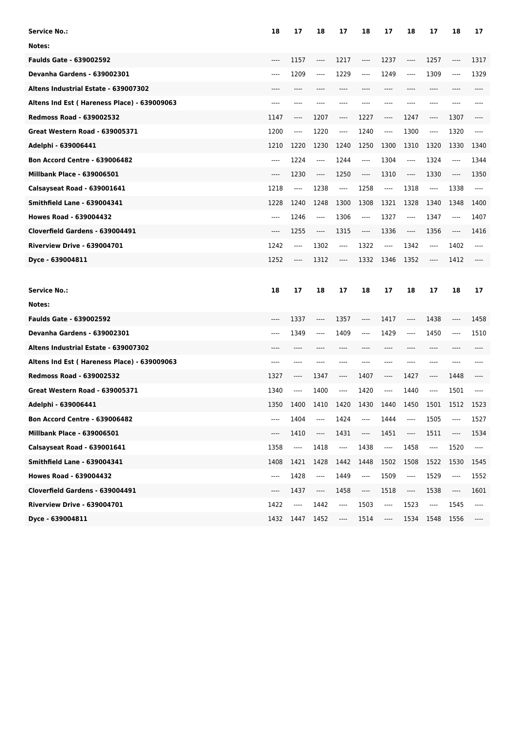| Service No.: | 18 | 17 | 18 | 17 | 18 | 17 | 18 | 17 | 18 | 17 |
|---|---|---|---|---|---|---|---|---|---|---|
| Notes: | | | | | | | | | | |
| Faulds Gate - 639002592 | ---- | 1157 | ---- | 1217 | ---- | 1237 | ---- | 1257 | ---- | 1317 |
| Devanha Gardens - 639002301 | ---- | 1209 | ---- | 1229 | ---- | 1249 | ---- | 1309 | ---- | 1329 |
| Altens Industrial Estate - 639007302 | ---- | ---- | ---- | ---- | ---- | ---- | ---- | ---- | ---- | ---- |
| Altens Ind Est ( Hareness Place) - 639009063 | ---- | ---- | ---- | ---- | ---- | ---- | ---- | ---- | ---- | ---- |
| Redmoss Road - 639002532 | 1147 | ---- | 1207 | ---- | 1227 | ---- | 1247 | ---- | 1307 | ---- |
| Great Western Road - 639005371 | 1200 | ---- | 1220 | ---- | 1240 | ---- | 1300 | ---- | 1320 | ---- |
| Adelphi - 639006441 | 1210 | 1220 | 1230 | 1240 | 1250 | 1300 | 1310 | 1320 | 1330 | 1340 |
| Bon Accord Centre - 639006482 | ---- | 1224 | ---- | 1244 | ---- | 1304 | ---- | 1324 | ---- | 1344 |
| Millbank Place - 639006501 | ---- | 1230 | ---- | 1250 | ---- | 1310 | ---- | 1330 | ---- | 1350 |
| Calsayseat Road - 639001641 | 1218 | ---- | 1238 | ---- | 1258 | ---- | 1318 | ---- | 1338 | ---- |
| Smithfield Lane - 639004341 | 1228 | 1240 | 1248 | 1300 | 1308 | 1321 | 1328 | 1340 | 1348 | 1400 |
| Howes Road - 639004432 | ---- | 1246 | ---- | 1306 | ---- | 1327 | ---- | 1347 | ---- | 1407 |
| Cloverfield Gardens - 639004491 | ---- | 1255 | ---- | 1315 | ---- | 1336 | ---- | 1356 | ---- | 1416 |
| Riverview Drive - 639004701 | 1242 | ---- | 1302 | ---- | 1322 | ---- | 1342 | ---- | 1402 | ---- |
| Dyce - 639004811 | 1252 | ---- | 1312 | ---- | 1332 | 1346 | 1352 | ---- | 1412 | ---- |

| Service No.: | 18 | 17 | 18 | 17 | 18 | 17 | 18 | 17 | 18 | 17 |
|---|---|---|---|---|---|---|---|---|---|---|
| Notes: | | | | | | | | | | |
| Faulds Gate - 639002592 | ---- | 1337 | ---- | 1357 | ---- | 1417 | ---- | 1438 | ---- | 1458 |
| Devanha Gardens - 639002301 | ---- | 1349 | ---- | 1409 | ---- | 1429 | ---- | 1450 | ---- | 1510 |
| Altens Industrial Estate - 639007302 | ---- | ---- | ---- | ---- | ---- | ---- | ---- | ---- | ---- | ---- |
| Altens Ind Est ( Hareness Place) - 639009063 | ---- | ---- | ---- | ---- | ---- | ---- | ---- | ---- | ---- | ---- |
| Redmoss Road - 639002532 | 1327 | ---- | 1347 | ---- | 1407 | ---- | 1427 | ---- | 1448 | ---- |
| Great Western Road - 639005371 | 1340 | ---- | 1400 | ---- | 1420 | ---- | 1440 | ---- | 1501 | ---- |
| Adelphi - 639006441 | 1350 | 1400 | 1410 | 1420 | 1430 | 1440 | 1450 | 1501 | 1512 | 1523 |
| Bon Accord Centre - 639006482 | ---- | 1404 | ---- | 1424 | ---- | 1444 | ---- | 1505 | ---- | 1527 |
| Millbank Place - 639006501 | ---- | 1410 | ---- | 1431 | ---- | 1451 | ---- | 1511 | ---- | 1534 |
| Calsayseat Road - 639001641 | 1358 | ---- | 1418 | ---- | 1438 | ---- | 1458 | ---- | 1520 | ---- |
| Smithfield Lane - 639004341 | 1408 | 1421 | 1428 | 1442 | 1448 | 1502 | 1508 | 1522 | 1530 | 1545 |
| Howes Road - 639004432 | ---- | 1428 | ---- | 1449 | ---- | 1509 | ---- | 1529 | ---- | 1552 |
| Cloverfield Gardens - 639004491 | ---- | 1437 | ---- | 1458 | ---- | 1518 | ---- | 1538 | ---- | 1601 |
| Riverview Drive - 639004701 | 1422 | ---- | 1442 | ---- | 1503 | ---- | 1523 | ---- | 1545 | ---- |
| Dyce - 639004811 | 1432 | 1447 | 1452 | ---- | 1514 | ---- | 1534 | 1548 | 1556 | ---- |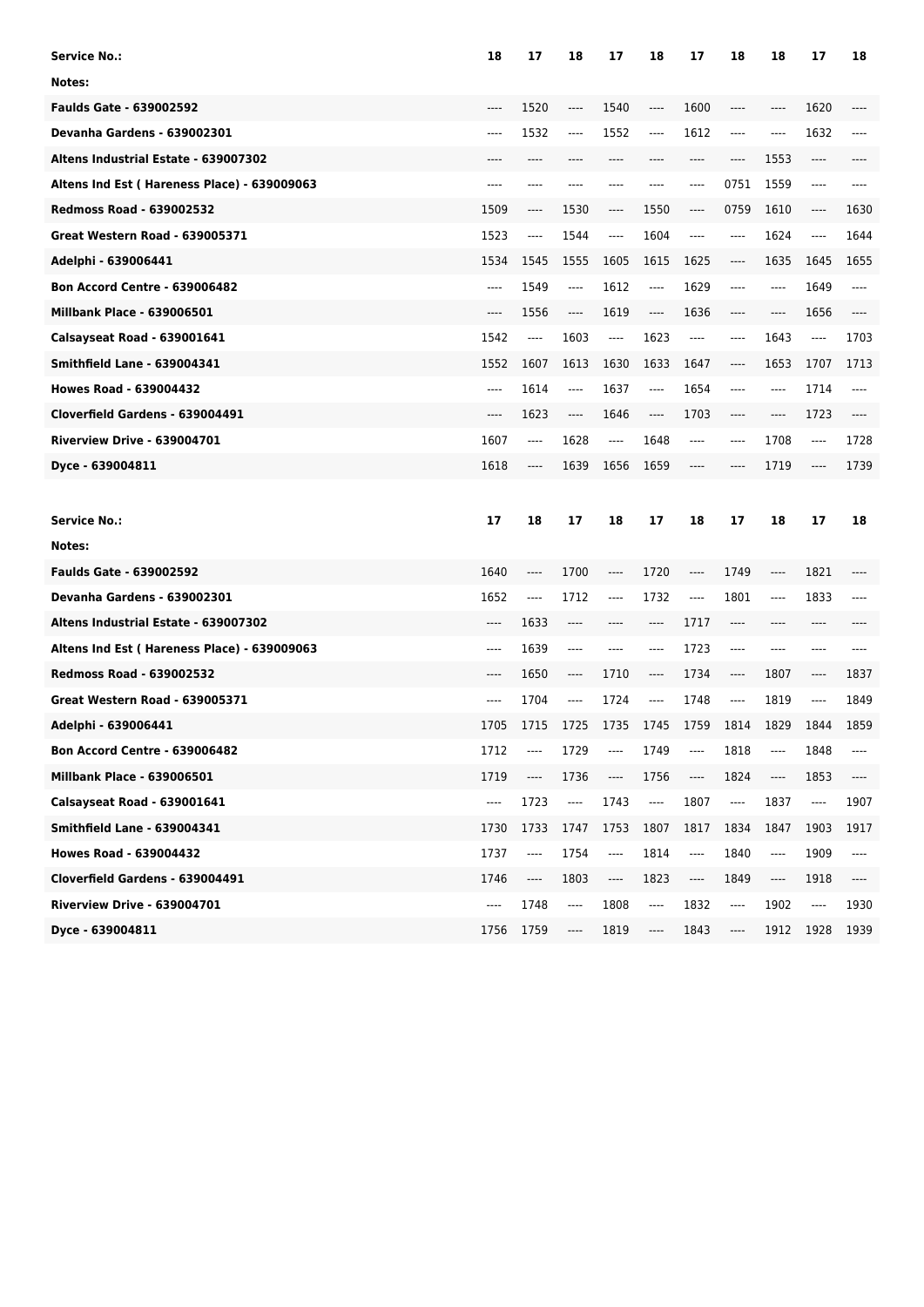| Service No.: | 18 | 17 | 18 | 17 | 18 | 17 | 18 | 18 | 17 | 18 |
|---|---|---|---|---|---|---|---|---|---|---|
| Notes: | | | | | | | | | | |
| Faulds Gate - 639002592 | ---- | 1520 | ---- | 1540 | ---- | 1600 | ---- | ---- | 1620 | ---- |
| Devanha Gardens - 639002301 | ---- | 1532 | ---- | 1552 | ---- | 1612 | ---- | ---- | 1632 | ---- |
| Altens Industrial Estate - 639007302 | ---- | ---- | ---- | ---- | ---- | ---- | ---- | 1553 | ---- | ---- |
| Altens Ind Est ( Hareness Place) - 639009063 | ---- | ---- | ---- | ---- | ---- | ---- | 0751 | 1559 | ---- | ---- |
| Redmoss Road - 639002532 | 1509 | ---- | 1530 | ---- | 1550 | ---- | 0759 | 1610 | ---- | 1630 |
| Great Western Road - 639005371 | 1523 | ---- | 1544 | ---- | 1604 | ---- | ---- | 1624 | ---- | 1644 |
| Adelphi - 639006441 | 1534 | 1545 | 1555 | 1605 | 1615 | 1625 | ---- | 1635 | 1645 | 1655 |
| Bon Accord Centre - 639006482 | ---- | 1549 | ---- | 1612 | ---- | 1629 | ---- | ---- | 1649 | ---- |
| Millbank Place - 639006501 | ---- | 1556 | ---- | 1619 | ---- | 1636 | ---- | ---- | 1656 | ---- |
| Calsayseat Road - 639001641 | 1542 | ---- | 1603 | ---- | 1623 | ---- | ---- | 1643 | ---- | 1703 |
| Smithfield Lane - 639004341 | 1552 | 1607 | 1613 | 1630 | 1633 | 1647 | ---- | 1653 | 1707 | 1713 |
| Howes Road - 639004432 | ---- | 1614 | ---- | 1637 | ---- | 1654 | ---- | ---- | 1714 | ---- |
| Cloverfield Gardens - 639004491 | ---- | 1623 | ---- | 1646 | ---- | 1703 | ---- | ---- | 1723 | ---- |
| Riverview Drive - 639004701 | 1607 | ---- | 1628 | ---- | 1648 | ---- | ---- | 1708 | ---- | 1728 |
| Dyce - 639004811 | 1618 | ---- | 1639 | 1656 | 1659 | ---- | ---- | 1719 | ---- | 1739 |

| Service No.: | 17 | 18 | 17 | 18 | 17 | 18 | 17 | 18 | 17 | 18 |
|---|---|---|---|---|---|---|---|---|---|---|
| Notes: | | | | | | | | | | |
| Faulds Gate - 639002592 | 1640 | ---- | 1700 | ---- | 1720 | ---- | 1749 | ---- | 1821 | ---- |
| Devanha Gardens - 639002301 | 1652 | ---- | 1712 | ---- | 1732 | ---- | 1801 | ---- | 1833 | ---- |
| Altens Industrial Estate - 639007302 | ---- | 1633 | ---- | ---- | ---- | 1717 | ---- | ---- | ---- | ---- |
| Altens Ind Est ( Hareness Place) - 639009063 | ---- | 1639 | ---- | ---- | ---- | 1723 | ---- | ---- | ---- | ---- |
| Redmoss Road - 639002532 | ---- | 1650 | ---- | 1710 | ---- | 1734 | ---- | 1807 | ---- | 1837 |
| Great Western Road - 639005371 | ---- | 1704 | ---- | 1724 | ---- | 1748 | ---- | 1819 | ---- | 1849 |
| Adelphi - 639006441 | 1705 | 1715 | 1725 | 1735 | 1745 | 1759 | 1814 | 1829 | 1844 | 1859 |
| Bon Accord Centre - 639006482 | 1712 | ---- | 1729 | ---- | 1749 | ---- | 1818 | ---- | 1848 | ---- |
| Millbank Place - 639006501 | 1719 | ---- | 1736 | ---- | 1756 | ---- | 1824 | ---- | 1853 | ---- |
| Calsayseat Road - 639001641 | ---- | 1723 | ---- | 1743 | ---- | 1807 | ---- | 1837 | ---- | 1907 |
| Smithfield Lane - 639004341 | 1730 | 1733 | 1747 | 1753 | 1807 | 1817 | 1834 | 1847 | 1903 | 1917 |
| Howes Road - 639004432 | 1737 | ---- | 1754 | ---- | 1814 | ---- | 1840 | ---- | 1909 | ---- |
| Cloverfield Gardens - 639004491 | 1746 | ---- | 1803 | ---- | 1823 | ---- | 1849 | ---- | 1918 | ---- |
| Riverview Drive - 639004701 | ---- | 1748 | ---- | 1808 | ---- | 1832 | ---- | 1902 | ---- | 1930 |
| Dyce - 639004811 | 1756 | 1759 | ---- | 1819 | ---- | 1843 | ---- | 1912 | 1928 | 1939 |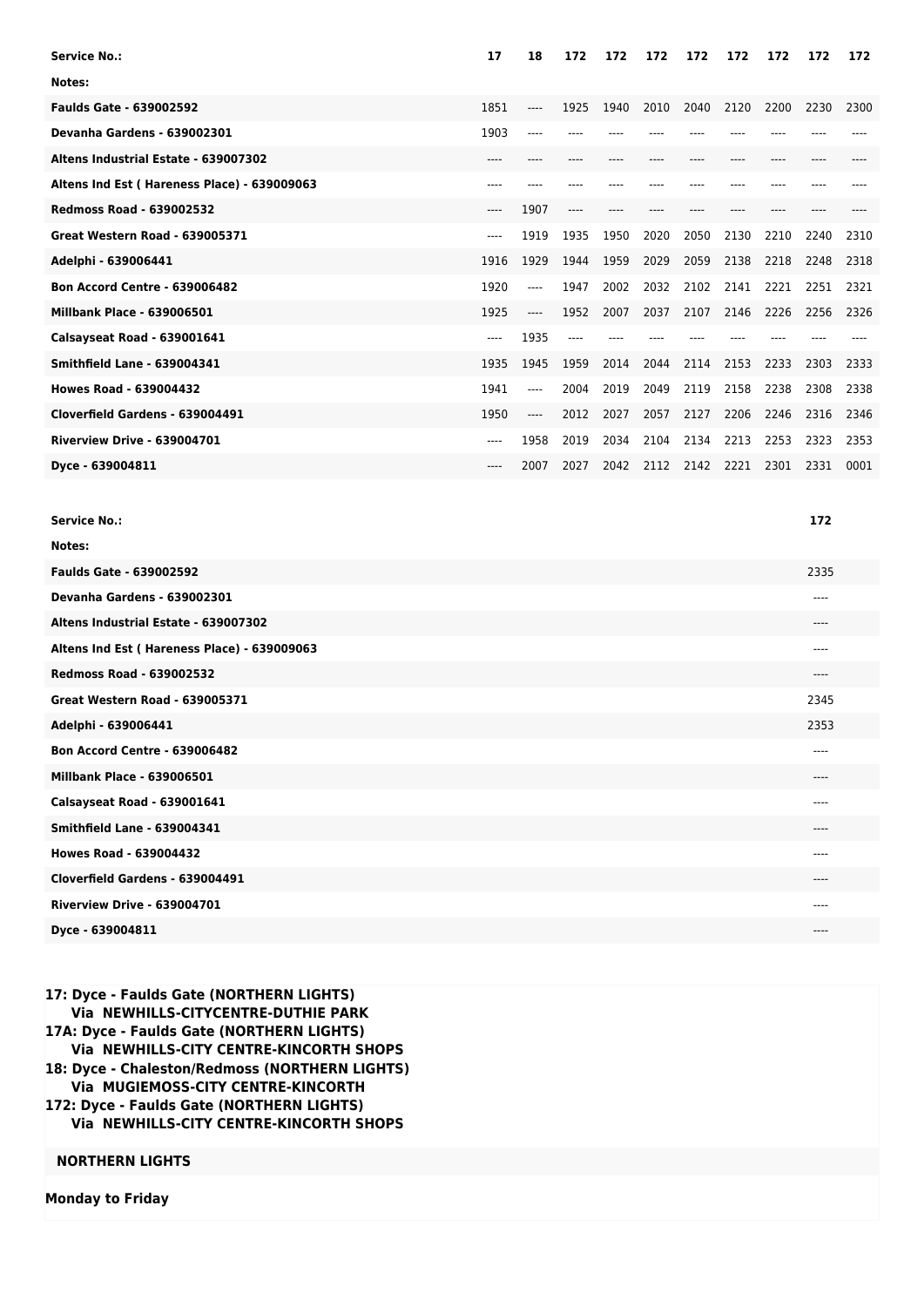| Service No.: | 17 | 18 | 172 | 172 | 172 | 172 | 172 | 172 | 172 | 172 |
|---|---|---|---|---|---|---|---|---|---|---|
| Notes: | | | | | | | | | | |
| Faulds Gate - 639002592 | 1851 | ---- | 1925 | 1940 | 2010 | 2040 | 2120 | 2200 | 2230 | 2300 |
| Devanha Gardens - 639002301 | 1903 | ---- | ---- | ---- | ---- | ---- | ---- | ---- | ---- | ---- |
| Altens Industrial Estate - 639007302 | ---- | ---- | ---- | ---- | ---- | ---- | ---- | ---- | ---- | ---- |
| Altens Ind Est ( Hareness Place) - 639009063 | ---- | ---- | ---- | ---- | ---- | ---- | ---- | ---- | ---- | ---- |
| Redmoss Road - 639002532 | ---- | 1907 | ---- | ---- | ---- | ---- | ---- | ---- | ---- | ---- |
| Great Western Road - 639005371 | ---- | 1919 | 1935 | 1950 | 2020 | 2050 | 2130 | 2210 | 2240 | 2310 |
| Adelphi - 639006441 | 1916 | 1929 | 1944 | 1959 | 2029 | 2059 | 2138 | 2218 | 2248 | 2318 |
| Bon Accord Centre - 639006482 | 1920 | ---- | 1947 | 2002 | 2032 | 2102 | 2141 | 2221 | 2251 | 2321 |
| Millbank Place - 639006501 | 1925 | ---- | 1952 | 2007 | 2037 | 2107 | 2146 | 2226 | 2256 | 2326 |
| Calsayseat Road - 639001641 | ---- | 1935 | ---- | ---- | ---- | ---- | ---- | ---- | ---- | ---- |
| Smithfield Lane - 639004341 | 1935 | 1945 | 1959 | 2014 | 2044 | 2114 | 2153 | 2233 | 2303 | 2333 |
| Howes Road - 639004432 | 1941 | ---- | 2004 | 2019 | 2049 | 2119 | 2158 | 2238 | 2308 | 2338 |
| Cloverfield Gardens - 639004491 | 1950 | ---- | 2012 | 2027 | 2057 | 2127 | 2206 | 2246 | 2316 | 2346 |
| Riverview Drive - 639004701 | ---- | 1958 | 2019 | 2034 | 2104 | 2134 | 2213 | 2253 | 2323 | 2353 |
| Dyce - 639004811 | ---- | 2007 | 2027 | 2042 | 2112 | 2142 | 2221 | 2301 | 2331 | 0001 |

| Service No.: | 172 |
|---|---|
| Notes: | |
| Faulds Gate - 639002592 | 2335 |
| Devanha Gardens - 639002301 | ---- |
| Altens Industrial Estate - 639007302 | ---- |
| Altens Ind Est ( Hareness Place) - 639009063 | ---- |
| Redmoss Road - 639002532 | ---- |
| Great Western Road - 639005371 | 2345 |
| Adelphi - 639006441 | 2353 |
| Bon Accord Centre - 639006482 | ---- |
| Millbank Place - 639006501 | ---- |
| Calsayseat Road - 639001641 | ---- |
| Smithfield Lane - 639004341 | ---- |
| Howes Road - 639004432 | ---- |
| Cloverfield Gardens - 639004491 | ---- |
| Riverview Drive - 639004701 | ---- |
| Dyce - 639004811 | ---- |

**17: Dyce - Faulds Gate (NORTHERN LIGHTS)**
**Via NEWHILLS-CITYCENTRE-DUTHIE PARK**
**17A: Dyce - Faulds Gate (NORTHERN LIGHTS)**
**Via NEWHILLS-CITY CENTRE-KINCORTH SHOPS**
**18: Dyce - Chaleston/Redmoss (NORTHERN LIGHTS)**
**Via MUGIEMOSS-CITY CENTRE-KINCORTH**
**172: Dyce - Faulds Gate (NORTHERN LIGHTS)**
**Via NEWHILLS-CITY CENTRE-KINCORTH SHOPS**

**NORTHERN LIGHTS**

**Monday to Friday**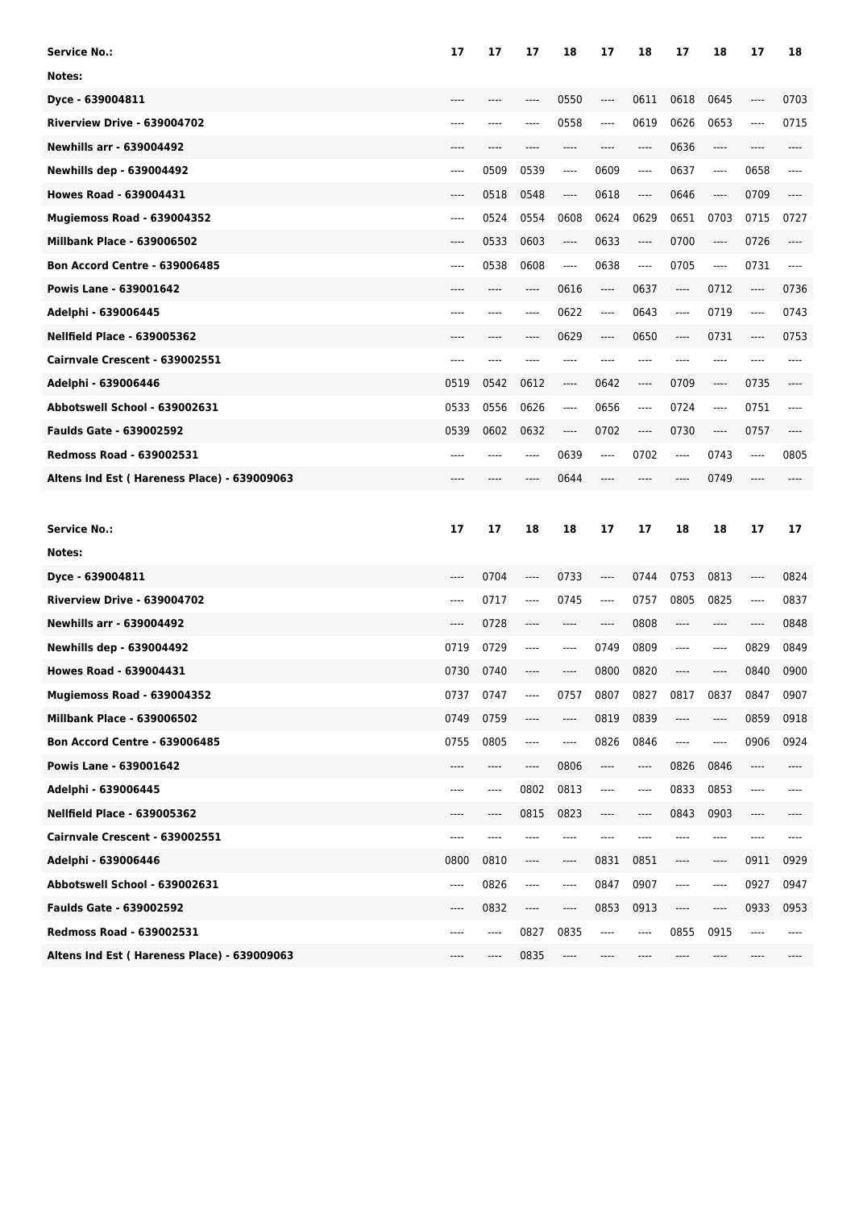| Service No.: | 17 | 17 | 17 | 18 | 17 | 18 | 17 | 18 | 17 | 18 |
|---|---|---|---|---|---|---|---|---|---|---|
| Notes: | | | | | | | | | | |
| Dyce - 639004811 | ---- | ---- | ---- | 0550 | ---- | 0611 | 0618 | 0645 | ---- | 0703 |
| Riverview Drive - 639004702 | ---- | ---- | ---- | 0558 | ---- | 0619 | 0626 | 0653 | ---- | 0715 |
| Newhills arr - 639004492 | ---- | ---- | ---- | ---- | ---- | ---- | 0636 | ---- | ---- | ---- |
| Newhills dep - 639004492 | ---- | 0509 | 0539 | ---- | 0609 | ---- | 0637 | ---- | 0658 | ---- |
| Howes Road - 639004431 | ---- | 0518 | 0548 | ---- | 0618 | ---- | 0646 | ---- | 0709 | ---- |
| Mugiemoss Road - 639004352 | ---- | 0524 | 0554 | 0608 | 0624 | 0629 | 0651 | 0703 | 0715 | 0727 |
| Millbank Place - 639006502 | ---- | 0533 | 0603 | ---- | 0633 | ---- | 0700 | ---- | 0726 | ---- |
| Bon Accord Centre - 639006485 | ---- | 0538 | 0608 | ---- | 0638 | ---- | 0705 | ---- | 0731 | ---- |
| Powis Lane - 639001642 | ---- | ---- | ---- | 0616 | ---- | 0637 | ---- | 0712 | ---- | 0736 |
| Adelphi - 639006445 | ---- | ---- | ---- | 0622 | ---- | 0643 | ---- | 0719 | ---- | 0743 |
| Nellfield Place - 639005362 | ---- | ---- | ---- | 0629 | ---- | 0650 | ---- | 0731 | ---- | 0753 |
| Cairnvale Crescent - 639002551 | ---- | ---- | ---- | ---- | ---- | ---- | ---- | ---- | ---- | ---- |
| Adelphi - 639006446 | 0519 | 0542 | 0612 | ---- | 0642 | ---- | 0709 | ---- | 0735 | ---- |
| Abbotswell School - 639002631 | 0533 | 0556 | 0626 | ---- | 0656 | ---- | 0724 | ---- | 0751 | ---- |
| Faulds Gate - 639002592 | 0539 | 0602 | 0632 | ---- | 0702 | ---- | 0730 | ---- | 0757 | ---- |
| Redmoss Road - 639002531 | ---- | ---- | ---- | 0639 | ---- | 0702 | ---- | 0743 | ---- | 0805 |
| Altens Ind Est ( Hareness Place) - 639009063 | ---- | ---- | ---- | 0644 | ---- | ---- | ---- | 0749 | ---- | ---- |

| Service No.: | 17 | 17 | 18 | 18 | 17 | 17 | 18 | 18 | 17 | 17 |
|---|---|---|---|---|---|---|---|---|---|---|
| Notes: | | | | | | | | | | |
| Dyce - 639004811 | ---- | 0704 | ---- | 0733 | ---- | 0744 | 0753 | 0813 | ---- | 0824 |
| Riverview Drive - 639004702 | ---- | 0717 | ---- | 0745 | ---- | 0757 | 0805 | 0825 | ---- | 0837 |
| Newhills arr - 639004492 | ---- | 0728 | ---- | ---- | ---- | 0808 | ---- | ---- | ---- | 0848 |
| Newhills dep - 639004492 | 0719 | 0729 | ---- | ---- | 0749 | 0809 | ---- | ---- | 0829 | 0849 |
| Howes Road - 639004431 | 0730 | 0740 | ---- | ---- | 0800 | 0820 | ---- | ---- | 0840 | 0900 |
| Mugiemoss Road - 639004352 | 0737 | 0747 | ---- | 0757 | 0807 | 0827 | 0817 | 0837 | 0847 | 0907 |
| Millbank Place - 639006502 | 0749 | 0759 | ---- | ---- | 0819 | 0839 | ---- | ---- | 0859 | 0918 |
| Bon Accord Centre - 639006485 | 0755 | 0805 | ---- | ---- | 0826 | 0846 | ---- | ---- | 0906 | 0924 |
| Powis Lane - 639001642 | ---- | ---- | ---- | 0806 | ---- | ---- | 0826 | 0846 | ---- | ---- |
| Adelphi - 639006445 | ---- | ---- | 0802 | 0813 | ---- | ---- | 0833 | 0853 | ---- | ---- |
| Nellfield Place - 639005362 | ---- | ---- | 0815 | 0823 | ---- | ---- | 0843 | 0903 | ---- | ---- |
| Cairnvale Crescent - 639002551 | ---- | ---- | ---- | ---- | ---- | ---- | ---- | ---- | ---- | ---- |
| Adelphi - 639006446 | 0800 | 0810 | ---- | ---- | 0831 | 0851 | ---- | ---- | 0911 | 0929 |
| Abbotswell School - 639002631 | ---- | 0826 | ---- | ---- | 0847 | 0907 | ---- | ---- | 0927 | 0947 |
| Faulds Gate - 639002592 | ---- | 0832 | ---- | ---- | 0853 | 0913 | ---- | ---- | 0933 | 0953 |
| Redmoss Road - 639002531 | ---- | ---- | 0827 | 0835 | ---- | ---- | 0855 | 0915 | ---- | ---- |
| Altens Ind Est ( Hareness Place) - 639009063 | ---- | ---- | 0835 | ---- | ---- | ---- | ---- | ---- | ---- | ---- |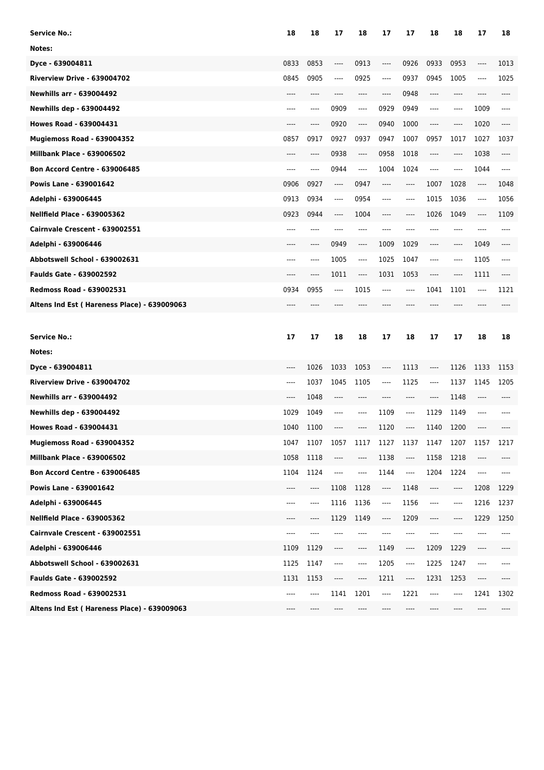| Service No.: | 18 | 18 | 17 | 18 | 17 | 17 | 18 | 18 | 17 | 18 |
|---|---|---|---|---|---|---|---|---|---|---|
| Notes: | | | | | | | | | | |
| Dyce - 639004811 | 0833 | 0853 | ---- | 0913 | ---- | 0926 | 0933 | 0953 | ---- | 1013 |
| Riverview Drive - 639004702 | 0845 | 0905 | ---- | 0925 | ---- | 0937 | 0945 | 1005 | ---- | 1025 |
| Newhills arr - 639004492 | ---- | ---- | ---- | ---- | ---- | 0948 | ---- | ---- | ---- | ---- |
| Newhills dep - 639004492 | ---- | ---- | 0909 | ---- | 0929 | 0949 | ---- | ---- | 1009 | ---- |
| Howes Road - 639004431 | ---- | ---- | 0920 | ---- | 0940 | 1000 | ---- | ---- | 1020 | ---- |
| Mugiemoss Road - 639004352 | 0857 | 0917 | 0927 | 0937 | 0947 | 1007 | 0957 | 1017 | 1027 | 1037 |
| Millbank Place - 639006502 | ---- | ---- | 0938 | ---- | 0958 | 1018 | ---- | ---- | 1038 | ---- |
| Bon Accord Centre - 639006485 | ---- | ---- | 0944 | ---- | 1004 | 1024 | ---- | ---- | 1044 | ---- |
| Powis Lane - 639001642 | 0906 | 0927 | ---- | 0947 | ---- | ---- | 1007 | 1028 | ---- | 1048 |
| Adelphi - 639006445 | 0913 | 0934 | ---- | 0954 | ---- | ---- | 1015 | 1036 | ---- | 1056 |
| Nellfield Place - 639005362 | 0923 | 0944 | ---- | 1004 | ---- | ---- | 1026 | 1049 | ---- | 1109 |
| Cairnvale Crescent - 639002551 | ---- | ---- | ---- | ---- | ---- | ---- | ---- | ---- | ---- | ---- |
| Adelphi - 639006446 | ---- | ---- | 0949 | ---- | 1009 | 1029 | ---- | ---- | 1049 | ---- |
| Abbotswell School - 639002631 | ---- | ---- | 1005 | ---- | 1025 | 1047 | ---- | ---- | 1105 | ---- |
| Faulds Gate - 639002592 | ---- | ---- | 1011 | ---- | 1031 | 1053 | ---- | ---- | 1111 | ---- |
| Redmoss Road - 639002531 | 0934 | 0955 | ---- | 1015 | ---- | ---- | 1041 | 1101 | ---- | 1121 |
| Altens Ind Est ( Hareness Place) - 639009063 | ---- | ---- | ---- | ---- | ---- | ---- | ---- | ---- | ---- | ---- |

| Service No.: | 17 | 17 | 18 | 18 | 17 | 18 | 17 | 17 | 18 | 18 |
|---|---|---|---|---|---|---|---|---|---|---|
| Notes: | | | | | | | | | | |
| Dyce - 639004811 | ---- | 1026 | 1033 | 1053 | ---- | 1113 | ---- | 1126 | 1133 | 1153 |
| Riverview Drive - 639004702 | ---- | 1037 | 1045 | 1105 | ---- | 1125 | ---- | 1137 | 1145 | 1205 |
| Newhills arr - 639004492 | ---- | 1048 | ---- | ---- | ---- | ---- | ---- | 1148 | ---- | ---- |
| Newhills dep - 639004492 | 1029 | 1049 | ---- | ---- | 1109 | ---- | 1129 | 1149 | ---- | ---- |
| Howes Road - 639004431 | 1040 | 1100 | ---- | ---- | 1120 | ---- | 1140 | 1200 | ---- | ---- |
| Mugiemoss Road - 639004352 | 1047 | 1107 | 1057 | 1117 | 1127 | 1137 | 1147 | 1207 | 1157 | 1217 |
| Millbank Place - 639006502 | 1058 | 1118 | ---- | ---- | 1138 | ---- | 1158 | 1218 | ---- | ---- |
| Bon Accord Centre - 639006485 | 1104 | 1124 | ---- | ---- | 1144 | ---- | 1204 | 1224 | ---- | ---- |
| Powis Lane - 639001642 | ---- | ---- | 1108 | 1128 | ---- | 1148 | ---- | ---- | 1208 | 1229 |
| Adelphi - 639006445 | ---- | ---- | 1116 | 1136 | ---- | 1156 | ---- | ---- | 1216 | 1237 |
| Nellfield Place - 639005362 | ---- | ---- | 1129 | 1149 | ---- | 1209 | ---- | ---- | 1229 | 1250 |
| Cairnvale Crescent - 639002551 | ---- | ---- | ---- | ---- | ---- | ---- | ---- | ---- | ---- | ---- |
| Adelphi - 639006446 | 1109 | 1129 | ---- | ---- | 1149 | ---- | 1209 | 1229 | ---- | ---- |
| Abbotswell School - 639002631 | 1125 | 1147 | ---- | ---- | 1205 | ---- | 1225 | 1247 | ---- | ---- |
| Faulds Gate - 639002592 | 1131 | 1153 | ---- | ---- | 1211 | ---- | 1231 | 1253 | ---- | ---- |
| Redmoss Road - 639002531 | ---- | ---- | 1141 | 1201 | ---- | 1221 | ---- | ---- | 1241 | 1302 |
| Altens Ind Est ( Hareness Place) - 639009063 | ---- | ---- | ---- | ---- | ---- | ---- | ---- | ---- | ---- | ---- |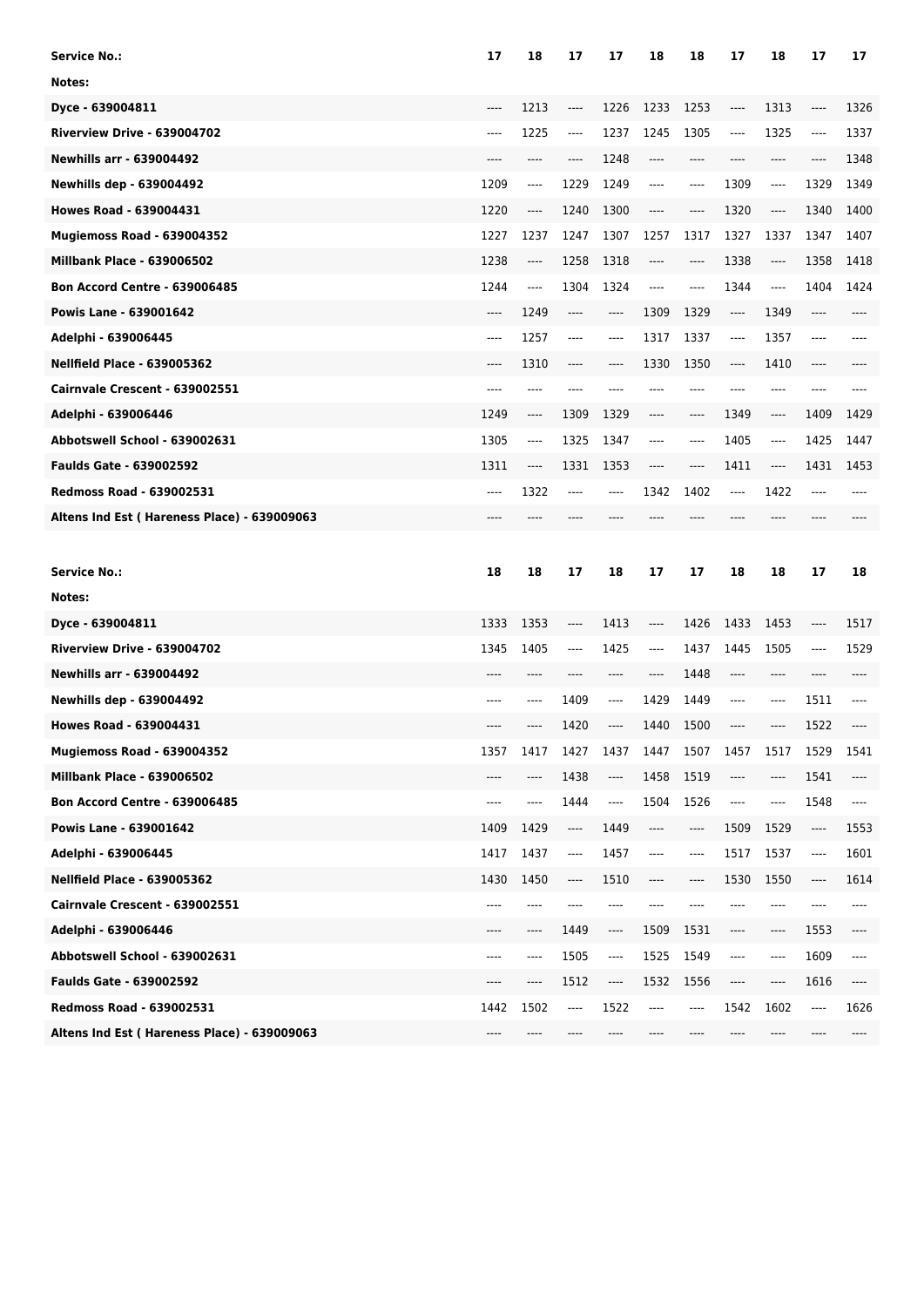| Service No.: | 17 | 18 | 17 | 17 | 18 | 18 | 17 | 18 | 17 | 17 |
|---|---|---|---|---|---|---|---|---|---|---|
| Notes: | | | | | | | | | | |
| Dyce - 639004811 | ---- | 1213 | ---- | 1226 | 1233 | 1253 | ---- | 1313 | ---- | 1326 |
| Riverview Drive - 639004702 | ---- | 1225 | ---- | 1237 | 1245 | 1305 | ---- | 1325 | ---- | 1337 |
| Newhills arr - 639004492 | ---- | ---- | ---- | 1248 | ---- | ---- | ---- | ---- | ---- | 1348 |
| Newhills dep - 639004492 | 1209 | ---- | 1229 | 1249 | ---- | ---- | 1309 | ---- | 1329 | 1349 |
| Howes Road - 639004431 | 1220 | ---- | 1240 | 1300 | ---- | ---- | 1320 | ---- | 1340 | 1400 |
| Mugiemoss Road - 639004352 | 1227 | 1237 | 1247 | 1307 | 1257 | 1317 | 1327 | 1337 | 1347 | 1407 |
| Millbank Place - 639006502 | 1238 | ---- | 1258 | 1318 | ---- | ---- | 1338 | ---- | 1358 | 1418 |
| Bon Accord Centre - 639006485 | 1244 | ---- | 1304 | 1324 | ---- | ---- | 1344 | ---- | 1404 | 1424 |
| Powis Lane - 639001642 | ---- | 1249 | ---- | ---- | 1309 | 1329 | ---- | 1349 | ---- | ---- |
| Adelphi - 639006445 | ---- | 1257 | ---- | ---- | 1317 | 1337 | ---- | 1357 | ---- | ---- |
| Nellfield Place - 639005362 | ---- | 1310 | ---- | ---- | 1330 | 1350 | ---- | 1410 | ---- | ---- |
| Cairnvale Crescent - 639002551 | ---- | ---- | ---- | ---- | ---- | ---- | ---- | ---- | ---- | ---- |
| Adelphi - 639006446 | 1249 | ---- | 1309 | 1329 | ---- | ---- | 1349 | ---- | 1409 | 1429 |
| Abbotswell School - 639002631 | 1305 | ---- | 1325 | 1347 | ---- | ---- | 1405 | ---- | 1425 | 1447 |
| Faulds Gate - 639002592 | 1311 | ---- | 1331 | 1353 | ---- | ---- | 1411 | ---- | 1431 | 1453 |
| Redmoss Road - 639002531 | ---- | 1322 | ---- | ---- | 1342 | 1402 | ---- | 1422 | ---- | ---- |
| Altens Ind Est ( Hareness Place) - 639009063 | ---- | ---- | ---- | ---- | ---- | ---- | ---- | ---- | ---- | ---- |

| Service No.: | 18 | 18 | 17 | 18 | 17 | 17 | 18 | 18 | 17 | 18 |
|---|---|---|---|---|---|---|---|---|---|---|
| Notes: | | | | | | | | | | |
| Dyce - 639004811 | 1333 | 1353 | ---- | 1413 | ---- | 1426 | 1433 | 1453 | ---- | 1517 |
| Riverview Drive - 639004702 | 1345 | 1405 | ---- | 1425 | ---- | 1437 | 1445 | 1505 | ---- | 1529 |
| Newhills arr - 639004492 | ---- | ---- | ---- | ---- | ---- | 1448 | ---- | ---- | ---- | ---- |
| Newhills dep - 639004492 | ---- | ---- | 1409 | ---- | 1429 | 1449 | ---- | ---- | 1511 | ---- |
| Howes Road - 639004431 | ---- | ---- | 1420 | ---- | 1440 | 1500 | ---- | ---- | 1522 | ---- |
| Mugiemoss Road - 639004352 | 1357 | 1417 | 1427 | 1437 | 1447 | 1507 | 1457 | 1517 | 1529 | 1541 |
| Millbank Place - 639006502 | ---- | ---- | 1438 | ---- | 1458 | 1519 | ---- | ---- | 1541 | ---- |
| Bon Accord Centre - 639006485 | ---- | ---- | 1444 | ---- | 1504 | 1526 | ---- | ---- | 1548 | ---- |
| Powis Lane - 639001642 | 1409 | 1429 | ---- | 1449 | ---- | ---- | 1509 | 1529 | ---- | 1553 |
| Adelphi - 639006445 | 1417 | 1437 | ---- | 1457 | ---- | ---- | 1517 | 1537 | ---- | 1601 |
| Nellfield Place - 639005362 | 1430 | 1450 | ---- | 1510 | ---- | ---- | 1530 | 1550 | ---- | 1614 |
| Cairnvale Crescent - 639002551 | ---- | ---- | ---- | ---- | ---- | ---- | ---- | ---- | ---- | ---- |
| Adelphi - 639006446 | ---- | ---- | 1449 | ---- | 1509 | 1531 | ---- | ---- | 1553 | ---- |
| Abbotswell School - 639002631 | ---- | ---- | 1505 | ---- | 1525 | 1549 | ---- | ---- | 1609 | ---- |
| Faulds Gate - 639002592 | ---- | ---- | 1512 | ---- | 1532 | 1556 | ---- | ---- | 1616 | ---- |
| Redmoss Road - 639002531 | 1442 | 1502 | ---- | 1522 | ---- | ---- | 1542 | 1602 | ---- | 1626 |
| Altens Ind Est ( Hareness Place) - 639009063 | ---- | ---- | ---- | ---- | ---- | ---- | ---- | ---- | ---- | ---- |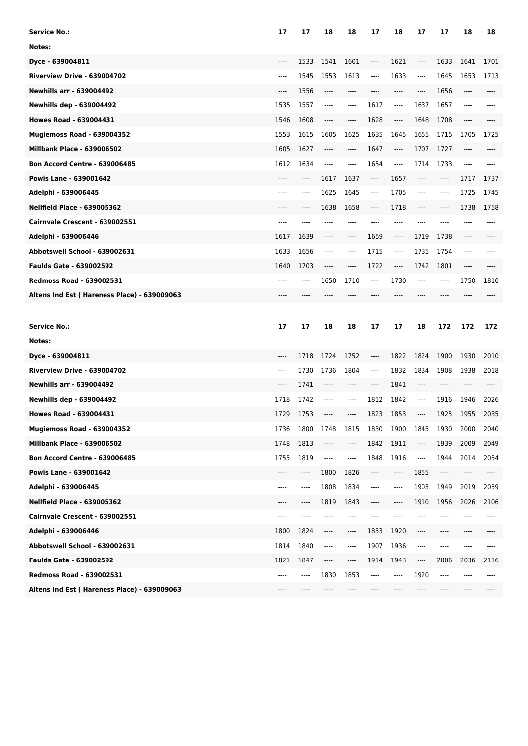| Service No.: | 17 | 17 | 18 | 18 | 17 | 18 | 17 | 17 | 18 | 18 |
|---|---|---|---|---|---|---|---|---|---|---|
| Notes: | | | | | | | | | | |
| Dyce - 639004811 | ---- | 1533 | 1541 | 1601 | ---- | 1621 | ---- | 1633 | 1641 | 1701 |
| Riverview Drive - 639004702 | ---- | 1545 | 1553 | 1613 | ---- | 1633 | ---- | 1645 | 1653 | 1713 |
| Newhills arr - 639004492 | ---- | 1556 | ---- | ---- | ---- | ---- | ---- | 1656 | ---- | ---- |
| Newhills dep - 639004492 | 1535 | 1557 | ---- | ---- | 1617 | ---- | 1637 | 1657 | ---- | ---- |
| Howes Road - 639004431 | 1546 | 1608 | ---- | ---- | 1628 | ---- | 1648 | 1708 | ---- | ---- |
| Mugiemoss Road - 639004352 | 1553 | 1615 | 1605 | 1625 | 1635 | 1645 | 1655 | 1715 | 1705 | 1725 |
| Millbank Place - 639006502 | 1605 | 1627 | ---- | ---- | 1647 | ---- | 1707 | 1727 | ---- | ---- |
| Bon Accord Centre - 639006485 | 1612 | 1634 | ---- | ---- | 1654 | ---- | 1714 | 1733 | ---- | ---- |
| Powis Lane - 639001642 | ---- | ---- | 1617 | 1637 | ---- | 1657 | ---- | ---- | 1717 | 1737 |
| Adelphi - 639006445 | ---- | ---- | 1625 | 1645 | ---- | 1705 | ---- | ---- | 1725 | 1745 |
| Nellfield Place - 639005362 | ---- | ---- | 1638 | 1658 | ---- | 1718 | ---- | ---- | 1738 | 1758 |
| Cairnvale Crescent - 639002551 | ---- | ---- | ---- | ---- | ---- | ---- | ---- | ---- | ---- | ---- |
| Adelphi - 639006446 | 1617 | 1639 | ---- | ---- | 1659 | ---- | 1719 | 1738 | ---- | ---- |
| Abbotswell School - 639002631 | 1633 | 1656 | ---- | ---- | 1715 | ---- | 1735 | 1754 | ---- | ---- |
| Faulds Gate - 639002592 | 1640 | 1703 | ---- | ---- | 1722 | ---- | 1742 | 1801 | ---- | ---- |
| Redmoss Road - 639002531 | ---- | ---- | 1650 | 1710 | ---- | 1730 | ---- | ---- | 1750 | 1810 |
| Altens Ind Est ( Hareness Place) - 639009063 | ---- | ---- | ---- | ---- | ---- | ---- | ---- | ---- | ---- | ---- |

| Service No.: | 17 | 17 | 18 | 18 | 17 | 17 | 18 | 172 | 172 | 172 |
|---|---|---|---|---|---|---|---|---|---|---|
| Notes: | | | | | | | | | | |
| Dyce - 639004811 | ---- | 1718 | 1724 | 1752 | ---- | 1822 | 1824 | 1900 | 1930 | 2010 |
| Riverview Drive - 639004702 | ---- | 1730 | 1736 | 1804 | ---- | 1832 | 1834 | 1908 | 1938 | 2018 |
| Newhills arr - 639004492 | ---- | 1741 | ---- | ---- | ---- | 1841 | ---- | ---- | ---- | ---- |
| Newhills dep - 639004492 | 1718 | 1742 | ---- | ---- | 1812 | 1842 | ---- | 1916 | 1946 | 2026 |
| Howes Road - 639004431 | 1729 | 1753 | ---- | ---- | 1823 | 1853 | ---- | 1925 | 1955 | 2035 |
| Mugiemoss Road - 639004352 | 1736 | 1800 | 1748 | 1815 | 1830 | 1900 | 1845 | 1930 | 2000 | 2040 |
| Millbank Place - 639006502 | 1748 | 1813 | ---- | ---- | 1842 | 1911 | ---- | 1939 | 2009 | 2049 |
| Bon Accord Centre - 639006485 | 1755 | 1819 | ---- | ---- | 1848 | 1916 | ---- | 1944 | 2014 | 2054 |
| Powis Lane - 639001642 | ---- | ---- | 1800 | 1826 | ---- | ---- | 1855 | ---- | ---- | ---- |
| Adelphi - 639006445 | ---- | ---- | 1808 | 1834 | ---- | ---- | 1903 | 1949 | 2019 | 2059 |
| Nellfield Place - 639005362 | ---- | ---- | 1819 | 1843 | ---- | ---- | 1910 | 1956 | 2026 | 2106 |
| Cairnvale Crescent - 639002551 | ---- | ---- | ---- | ---- | ---- | ---- | ---- | ---- | ---- | ---- |
| Adelphi - 639006446 | 1800 | 1824 | ---- | ---- | 1853 | 1920 | ---- | ---- | ---- | ---- |
| Abbotswell School - 639002631 | 1814 | 1840 | ---- | ---- | 1907 | 1936 | ---- | ---- | ---- | ---- |
| Faulds Gate - 639002592 | 1821 | 1847 | ---- | ---- | 1914 | 1943 | ---- | 2006 | 2036 | 2116 |
| Redmoss Road - 639002531 | ---- | ---- | 1830 | 1853 | ---- | ---- | 1920 | ---- | ---- | ---- |
| Altens Ind Est ( Hareness Place) - 639009063 | ---- | ---- | ---- | ---- | ---- | ---- | ---- | ---- | ---- | ---- |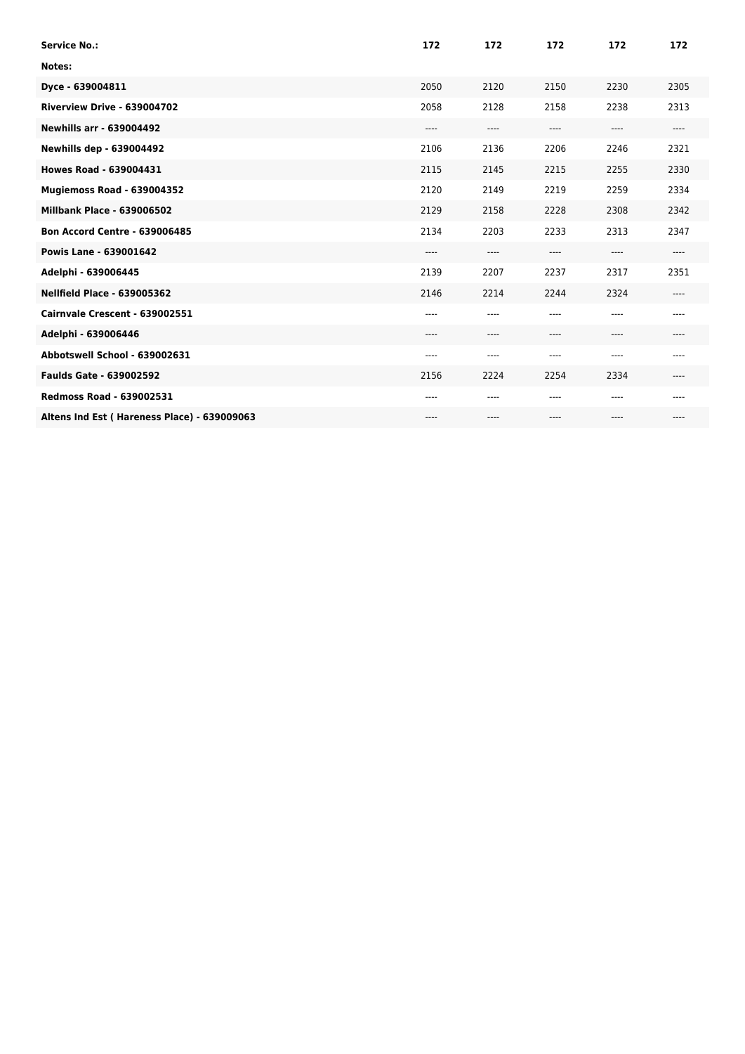| Service No.: | 172 | 172 | 172 | 172 | 172 |
|---|---|---|---|---|---|
| Notes: | | | | | |
| Dyce - 639004811 | 2050 | 2120 | 2150 | 2230 | 2305 |
| Riverview Drive - 639004702 | 2058 | 2128 | 2158 | 2238 | 2313 |
| Newhills arr - 639004492 | ---- | ---- | ---- | ---- | ---- |
| Newhills dep - 639004492 | 2106 | 2136 | 2206 | 2246 | 2321 |
| Howes Road - 639004431 | 2115 | 2145 | 2215 | 2255 | 2330 |
| Mugiemoss Road - 639004352 | 2120 | 2149 | 2219 | 2259 | 2334 |
| Millbank Place - 639006502 | 2129 | 2158 | 2228 | 2308 | 2342 |
| Bon Accord Centre - 639006485 | 2134 | 2203 | 2233 | 2313 | 2347 |
| Powis Lane - 639001642 | ---- | ---- | ---- | ---- | ---- |
| Adelphi - 639006445 | 2139 | 2207 | 2237 | 2317 | 2351 |
| Nellfield Place - 639005362 | 2146 | 2214 | 2244 | 2324 | ---- |
| Cairnvale Crescent - 639002551 | ---- | ---- | ---- | ---- | ---- |
| Adelphi - 639006446 | ---- | ---- | ---- | ---- | ---- |
| Abbotswell School - 639002631 | ---- | ---- | ---- | ---- | ---- |
| Faulds Gate - 639002592 | 2156 | 2224 | 2254 | 2334 | ---- |
| Redmoss Road - 639002531 | ---- | ---- | ---- | ---- | ---- |
| Altens Ind Est ( Hareness Place) - 639009063 | ---- | ---- | ---- | ---- | ---- |